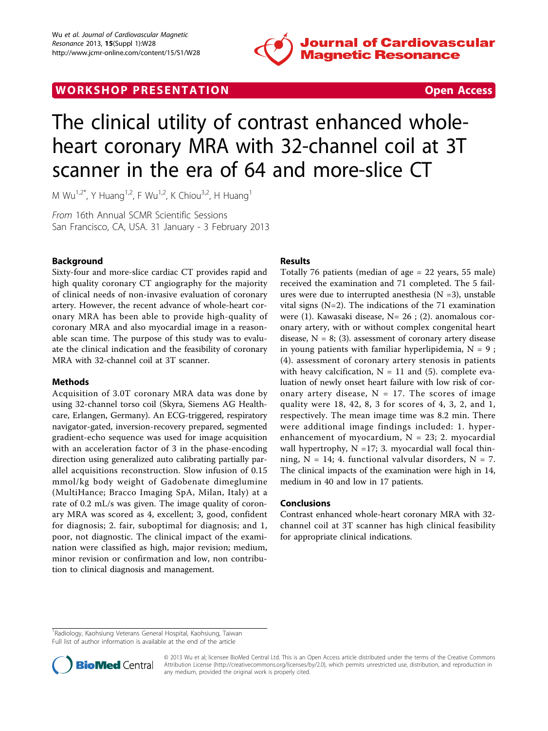WORKSHOP PRESENTATION

Open Access

# The clinical utility of contrast enhanced whole-heart coronary MRA with 32-channel coil at 3T scanner in the era of 64 and more-slice CT

M Wu[1,2*], Y Huang[1,2], F Wu[1,2], K Chiou[3,2], H Huang[1]

*From* 16th Annual SCMR Scientific Sessions
San Francisco, CA, USA. 31 January - 3 February 2013

## Background

Sixty-four and more-slice cardiac CT provides rapid and high quality coronary CT angiography for the majority of clinical needs of non-invasive evaluation of coronary artery. However, the recent advance of whole-heart coronary MRA has been able to provide high-quality of coronary MRA and also myocardial image in a reasonable scan time. The purpose of this study was to evaluate the clinical indication and the feasibility of coronary MRA with 32-channel coil at 3T scanner.

## Methods

Acquisition of 3.0T coronary MRA data was done by using 32-channel torso coil (Skyra, Siemens AG Healthcare, Erlangen, Germany). An ECG-triggered, respiratory navigator-gated, inversion-recovery prepared, segmented gradient-echo sequence was used for image acquisition with an acceleration factor of 3 in the phase-encoding direction using generalized auto calibrating partially parallel acquisitions reconstruction. Slow infusion of 0.15 mmol/kg body weight of Gadobenate dimeglumine (MultiHance; Bracco Imaging SpA, Milan, Italy) at a rate of 0.2 mL/s was given. The image quality of coronary MRA was scored as 4, excellent; 3, good, confident for diagnosis; 2. fair, suboptimal for diagnosis; and 1, poor, not diagnostic. The clinical impact of the examination were classified as high, major revision; medium, minor revision or confirmation and low, non contribution to clinical diagnosis and management.

## Results

Totally 76 patients (median of age = 22 years, 55 male) received the examination and 71 completed. The 5 failures were due to interrupted anesthesia (N =3), unstable vital signs (N=2). The indications of the 71 examination were (1). Kawasaki disease, N= 26 ; (2). anomalous coronary artery, with or without complex congenital heart disease, N = 8; (3). assessment of coronary artery disease in young patients with familiar hyperlipidemia, N = 9 ; (4). assessment of coronary artery stenosis in patients with heavy calcification, N = 11 and (5). complete evaluation of newly onset heart failure with low risk of coronary artery disease, N = 17. The scores of image quality were 18, 42, 8, 3 for scores of 4, 3, 2, and 1, respectively. The mean image time was 8.2 min. There were additional image findings included: 1. hyper-enhancement of myocardium, N = 23; 2. myocardial wall hypertrophy, N =17; 3. myocardial wall focal thinning, N = 14; 4. functional valvular disorders, N = 7. The clinical impacts of the examination were high in 14, medium in 40 and low in 17 patients.

## Conclusions

Contrast enhanced whole-heart coronary MRA with 32-channel coil at 3T scanner has high clinical feasibility for appropriate clinical indications.

[1]Radiology, Kaohsiung Veterans General Hospital, Kaohsiung, Taiwan
Full list of author information is available at the end of the article

© 2013 Wu et al; licensee BioMed Central Ltd. This is an Open Access article distributed under the terms of the Creative Commons Attribution License (http://creativecommons.org/licenses/by/2.0), which permits unrestricted use, distribution, and reproduction in any medium, provided the original work is properly cited.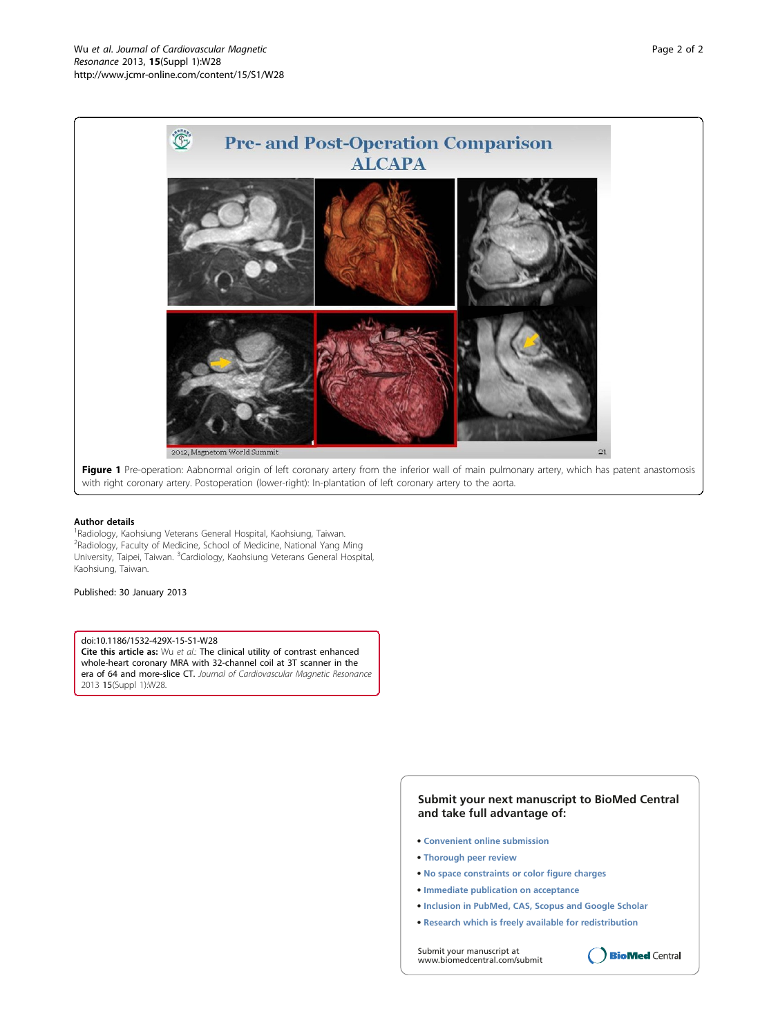**Figure 1** Pre-operation: Aabnormal origin of left coronary artery from the inferior wall of main pulmonary artery, which has patent anastomosis with right coronary artery. Postoperation (lower-right): In-plantation of left coronary artery to the aorta.

**Author details**

[1]Radiology, Kaohsiung Veterans General Hospital, Kaohsiung, Taiwan. [2]Radiology, Faculty of Medicine, School of Medicine, National Yang Ming University, Taipei, Taiwan. [3]Cardiology, Kaohsiung Veterans General Hospital, Kaohsiung, Taiwan.

Published: 30 January 2013

doi:10.1186/1532-429X-15-S1-W28

**Cite this article as:** Wu *et al.*: The clinical utility of contrast enhanced whole-heart coronary MRA with 32-channel coil at 3T scanner in the era of 64 and more-slice CT. *Journal of Cardiovascular Magnetic Resonance* 2013 **15**(Suppl 1):W28.

**Submit your next manuscript to BioMed Central and take full advantage of:**

- Convenient online submission
- Thorough peer review
- No space constraints or color figure charges
- Immediate publication on acceptance
- Inclusion in PubMed, CAS, Scopus and Google Scholar
- Research which is freely available for redistribution

Submit your manuscript at
www.biomedcentral.com/submit